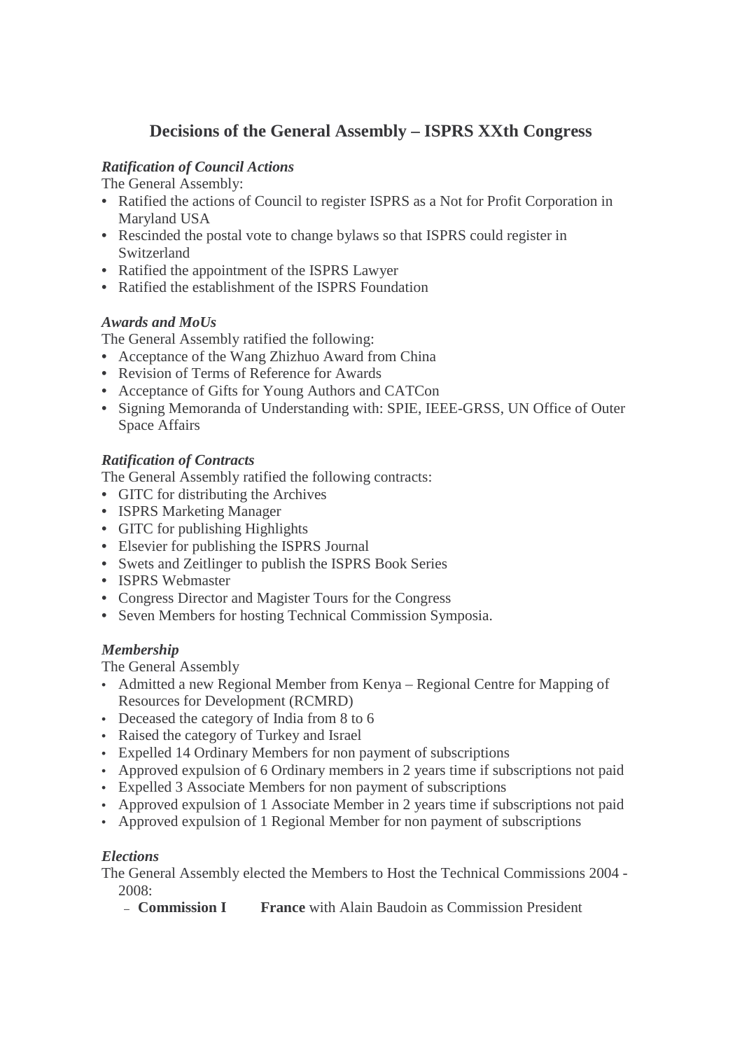# Decisions of the General Assembly – ISPRS XXth Congress

***Ratification of Council Actions***

The General Assembly:

- Ratified the actions of Council to register ISPRS as a Not for Profit Corporation in Maryland USA
- Rescinded the postal vote to change bylaws so that ISPRS could register in Switzerland
- Ratified the appointment of the ISPRS Lawyer
- Ratified the establishment of the ISPRS Foundation

***Awards and MoUs***

The General Assembly ratified the following:

- Acceptance of the Wang Zhizhuo Award from China
- Revision of Terms of Reference for Awards
- Acceptance of Gifts for Young Authors and CATCon
- Signing Memoranda of Understanding with: SPIE, IEEE-GRSS, UN Office of Outer Space Affairs

***Ratification of Contracts***

The General Assembly ratified the following contracts:

- GITC for distributing the Archives
- ISPRS Marketing Manager
- GITC for publishing Highlights
- Elsevier for publishing the ISPRS Journal
- Swets and Zeitlinger to publish the ISPRS Book Series
- ISPRS Webmaster
- Congress Director and Magister Tours for the Congress
- Seven Members for hosting Technical Commission Symposia.

***Membership***

The General Assembly

- Admitted a new Regional Member from Kenya – Regional Centre for Mapping of Resources for Development (RCMRD)
- Deceased the category of India from 8 to 6
- Raised the category of Turkey and Israel
- Expelled 14 Ordinary Members for non payment of subscriptions
- Approved expulsion of 6 Ordinary members in 2 years time if subscriptions not paid
- Expelled 3 Associate Members for non payment of subscriptions
- Approved expulsion of 1 Associate Member in 2 years time if subscriptions not paid
- Approved expulsion of 1 Regional Member for non payment of subscriptions

***Elections***

The General Assembly elected the Members to Host the Technical Commissions 2004 - 2008:

- **Commission I** **France** with Alain Baudoin as Commission President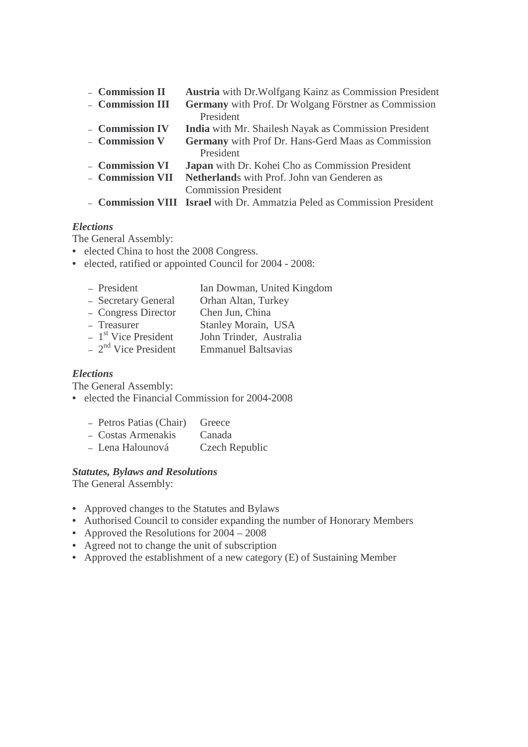- **Commission II** — **Austria** with Dr.Wolfgang Kainz as Commission President
- **Commission III** — **Germany** with Prof. Dr Wolgang Förstner as Commission President
- **Commission IV** — **India** with Mr. Shailesh Nayak as Commission President
- **Commission V** — **Germany** with Prof Dr. Hans-Gerd Maas as Commission President
- **Commission VI** — **Japan** with Dr. Kohei Cho as Commission President
- **Commission VII** — **Netherland**s with Prof. John van Genderen as Commission President
- **Commission VIII** — **Israel** with Dr. Ammatzia Peled as Commission President

***Elections***

The General Assembly:

- elected China to host the 2008 Congress.
- elected, ratified or appointed Council for 2004 - 2008:

  - President — Ian Dowman, United Kingdom
  - Secretary General — Orhan Altan, Turkey
  - Congress Director — Chen Jun, China
  - Treasurer — Stanley Morain, USA
  - 1st Vice President — John Trinder, Australia
  - 2nd Vice President — Emmanuel Baltsavias

***Elections***

The General Assembly:

- elected the Financial Commission for 2004-2008

  - Petros Patias (Chair) — Greece
  - Costas Armenakis — Canada
  - Lena Halounová — Czech Republic

***Statutes, Bylaws and Resolutions***

The General Assembly:

- Approved changes to the Statutes and Bylaws
- Authorised Council to consider expanding the number of Honorary Members
- Approved the Resolutions for 2004 – 2008
- Agreed not to change the unit of subscription
- Approved the establishment of a new category (E) of Sustaining Member